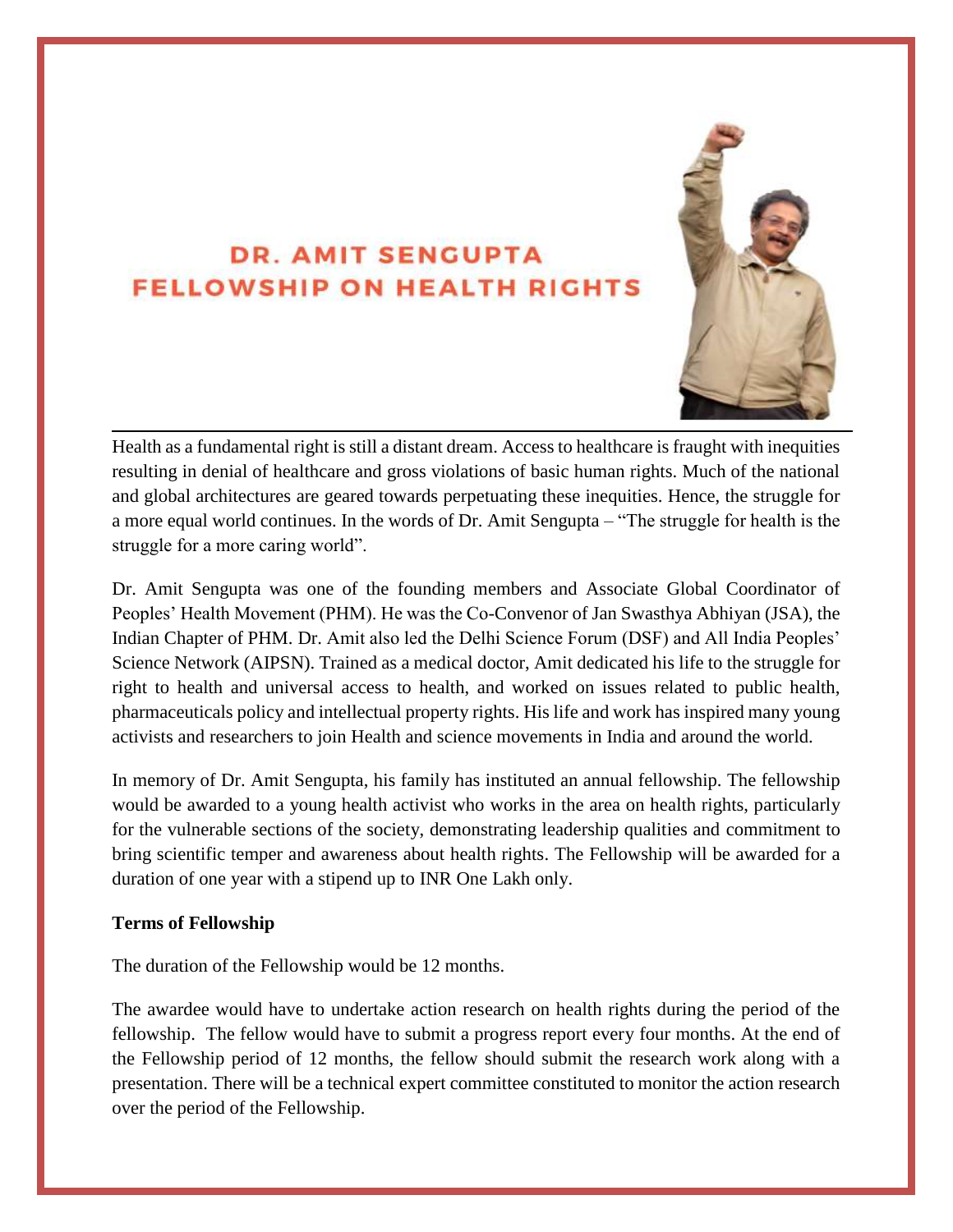# DR. AMIT SENGUPTA FELLOWSHIP ON HEALTH RIGHTS

Health as a fundamental right is still a distant dream. Access to healthcare is fraught with inequities resulting in denial of healthcare and gross violations of basic human rights. Much of the national and global architectures are geared towards perpetuating these inequities. Hence, the struggle for a more equal world continues. In the words of Dr. Amit Sengupta – "The struggle for health is the struggle for a more caring world".

Dr. Amit Sengupta was one of the founding members and Associate Global Coordinator of Peoples' Health Movement (PHM). He was the Co-Convenor of Jan Swasthya Abhiyan (JSA), the Indian Chapter of PHM. Dr. Amit also led the Delhi Science Forum (DSF) and All India Peoples' Science Network (AIPSN). Trained as a medical doctor, Amit dedicated his life to the struggle for right to health and universal access to health, and worked on issues related to public health, pharmaceuticals policy and intellectual property rights. His life and work has inspired many young activists and researchers to join Health and science movements in India and around the world.

In memory of Dr. Amit Sengupta, his family has instituted an annual fellowship. The fellowship would be awarded to a young health activist who works in the area on health rights, particularly for the vulnerable sections of the society, demonstrating leadership qualities and commitment to bring scientific temper and awareness about health rights. The Fellowship will be awarded for a duration of one year with a stipend up to INR One Lakh only.

**Terms of Fellowship**

The duration of the Fellowship would be 12 months.

The awardee would have to undertake action research on health rights during the period of the fellowship. The fellow would have to submit a progress report every four months. At the end of the Fellowship period of 12 months, the fellow should submit the research work along with a presentation. There will be a technical expert committee constituted to monitor the action research over the period of the Fellowship.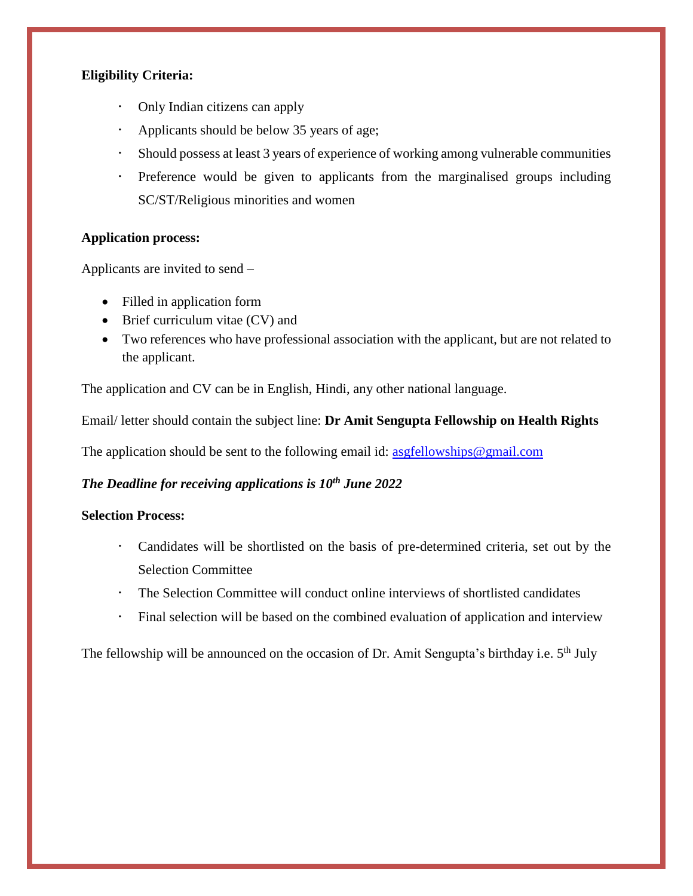**Eligibility Criteria:**

- Only Indian citizens can apply
- Applicants should be below 35 years of age;
- Should possess at least 3 years of experience of working among vulnerable communities
- Preference would be given to applicants from the marginalised groups including SC/ST/Religious minorities and women

**Application process:**

Applicants are invited to send –

- Filled in application form
- Brief curriculum vitae (CV) and
- Two references who have professional association with the applicant, but are not related to the applicant.

The application and CV can be in English, Hindi, any other national language.

Email/ letter should contain the subject line: **Dr Amit Sengupta Fellowship on Health Rights**

The application should be sent to the following email id: asgfellowships@gmail.com

***The Deadline for receiving applications is 10th June 2022***

**Selection Process:**

- Candidates will be shortlisted on the basis of pre-determined criteria, set out by the Selection Committee
- The Selection Committee will conduct online interviews of shortlisted candidates
- Final selection will be based on the combined evaluation of application and interview

The fellowship will be announced on the occasion of Dr. Amit Sengupta's birthday i.e. 5th July